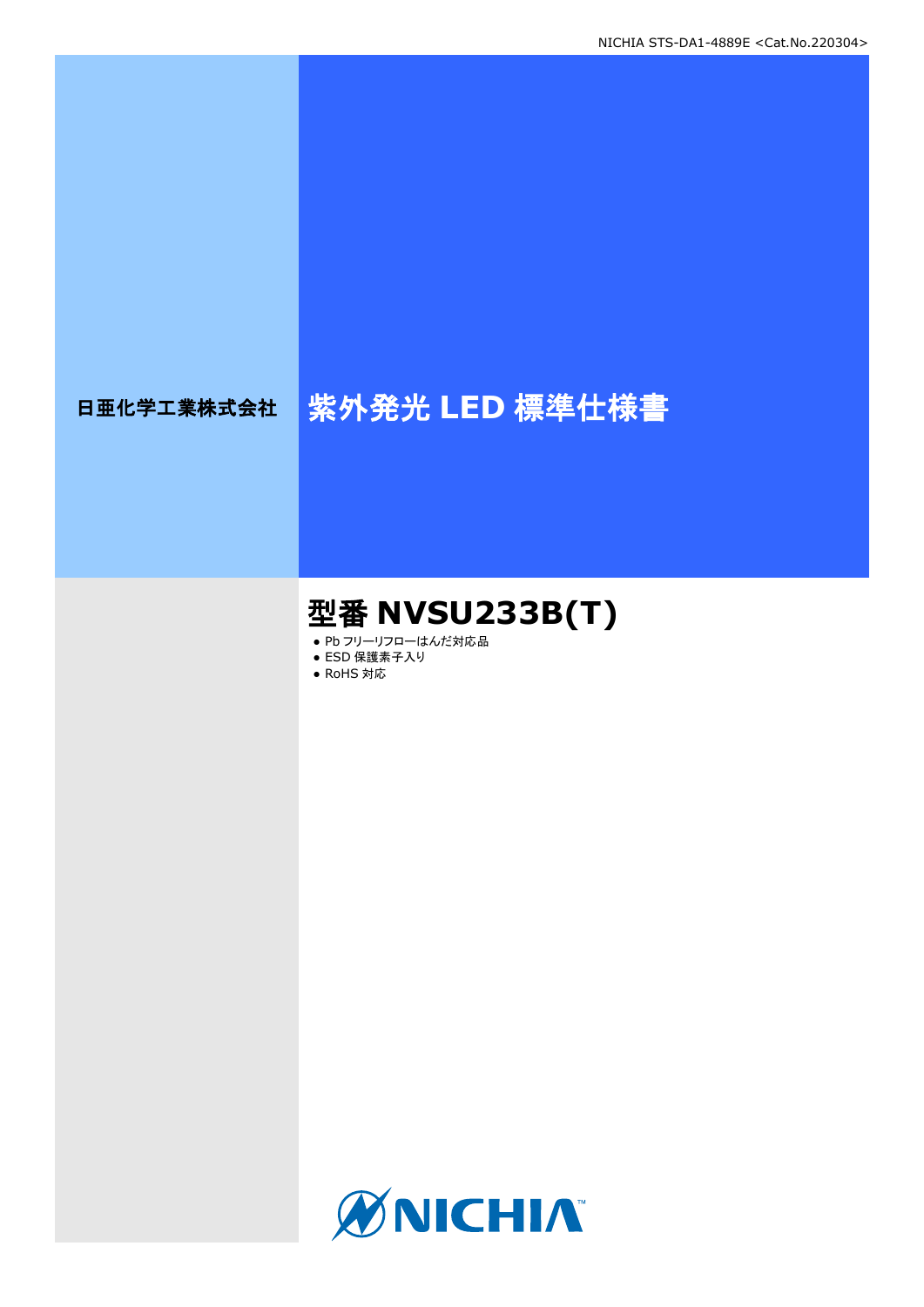NICHIA STS-DA1-4889E <Cat.No.220304>

日亜化学工業株式会社

# 紫外発光 LED 標準仕様書

## 型番 NVSU233B(T)

- Pb フリーリフローはんだ対応品
- ESD 保護素子入り
- RoHS 対応

NICHIA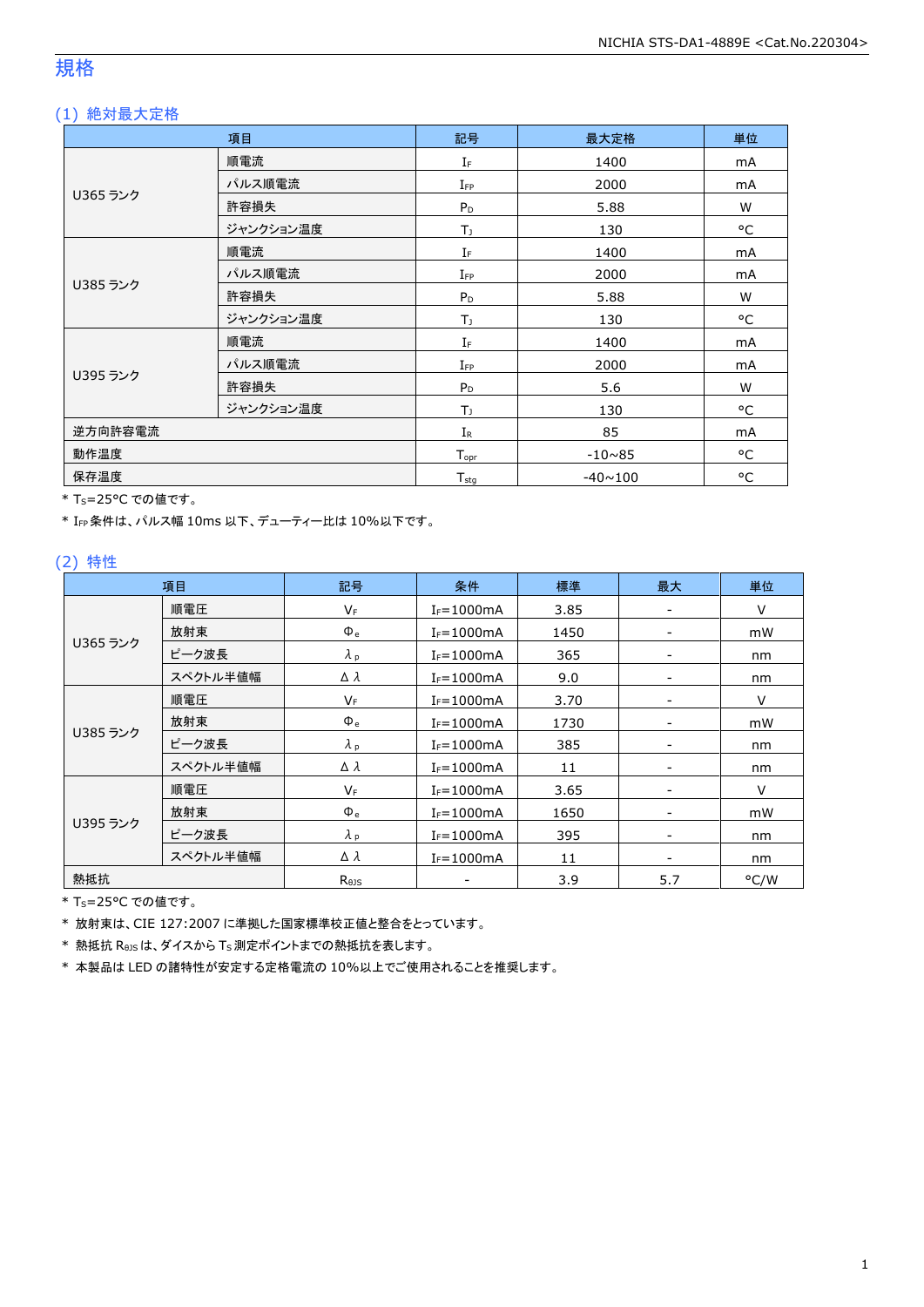# 規格

## (1) 絶対最大定格

| 項目 | | 記号 | 最大定格 | 単位 |
|---|---|---|---|---|
| U365 ランク | 順電流 | $I_F$ | 1400 | mA |
| | パルス順電流 | $I_{FP}$ | 2000 | mA |
| | 許容損失 | $P_D$ | 5.88 | W |
| | ジャンクション温度 | $T_J$ | 130 | °C |
| U385 ランク | 順電流 | $I_F$ | 1400 | mA |
| | パルス順電流 | $I_{FP}$ | 2000 | mA |
| | 許容損失 | $P_D$ | 5.88 | W |
| | ジャンクション温度 | $T_J$ | 130 | °C |
| U395 ランク | 順電流 | $I_F$ | 1400 | mA |
| | パルス順電流 | $I_{FP}$ | 2000 | mA |
| | 許容損失 | $P_D$ | 5.6 | W |
| | ジャンクション温度 | $T_J$ | 130 | °C |
| 逆方向許容電流 | | $I_R$ | 85 | mA |
| 動作温度 | | $T_{opr}$ | -10~85 | °C |
| 保存温度 | | $T_{stg}$ | -40~100 | °C |

* $T_S$=25°C での値です。
* $I_{FP}$ 条件は、パルス幅 10ms 以下、デューティー比は 10%以下です。

## (2) 特性

| 項目 | | 記号 | 条件 | 標準 | 最大 | 単位 |
|---|---|---|---|---|---|---|
| U365 ランク | 順電圧 | $V_F$ | $I_F$=1000mA | 3.85 | - | V |
| | 放射束 | $\Phi_e$ | $I_F$=1000mA | 1450 | - | mW |
| | ピーク波長 | $\lambda_p$ | $I_F$=1000mA | 365 | - | nm |
| | スペクトル半値幅 | $\Delta\lambda$ | $I_F$=1000mA | 9.0 | - | nm |
| U385 ランク | 順電圧 | $V_F$ | $I_F$=1000mA | 3.70 | - | V |
| | 放射束 | $\Phi_e$ | $I_F$=1000mA | 1730 | - | mW |
| | ピーク波長 | $\lambda_p$ | $I_F$=1000mA | 385 | - | nm |
| | スペクトル半値幅 | $\Delta\lambda$ | $I_F$=1000mA | 11 | - | nm |
| U395 ランク | 順電圧 | $V_F$ | $I_F$=1000mA | 3.65 | - | V |
| | 放射束 | $\Phi_e$ | $I_F$=1000mA | 1650 | - | mW |
| | ピーク波長 | $\lambda_p$ | $I_F$=1000mA | 395 | - | nm |
| | スペクトル半値幅 | $\Delta\lambda$ | $I_F$=1000mA | 11 | - | nm |
| 熱抵抗 | | $R_{\theta JS}$ | - | 3.9 | 5.7 | °C/W |

* $T_S$=25°C での値です。
* 放射束は、CIE 127:2007 に準拠した国家標準校正値と整合をとっています。
* 熱抵抗 $R_{\theta JS}$ は、ダイスから $T_S$ 測定ポイントまでの熱抵抗を表します。
* 本製品は LED の諸特性が安定する定格電流の 10%以上でご使用されることを推奨します。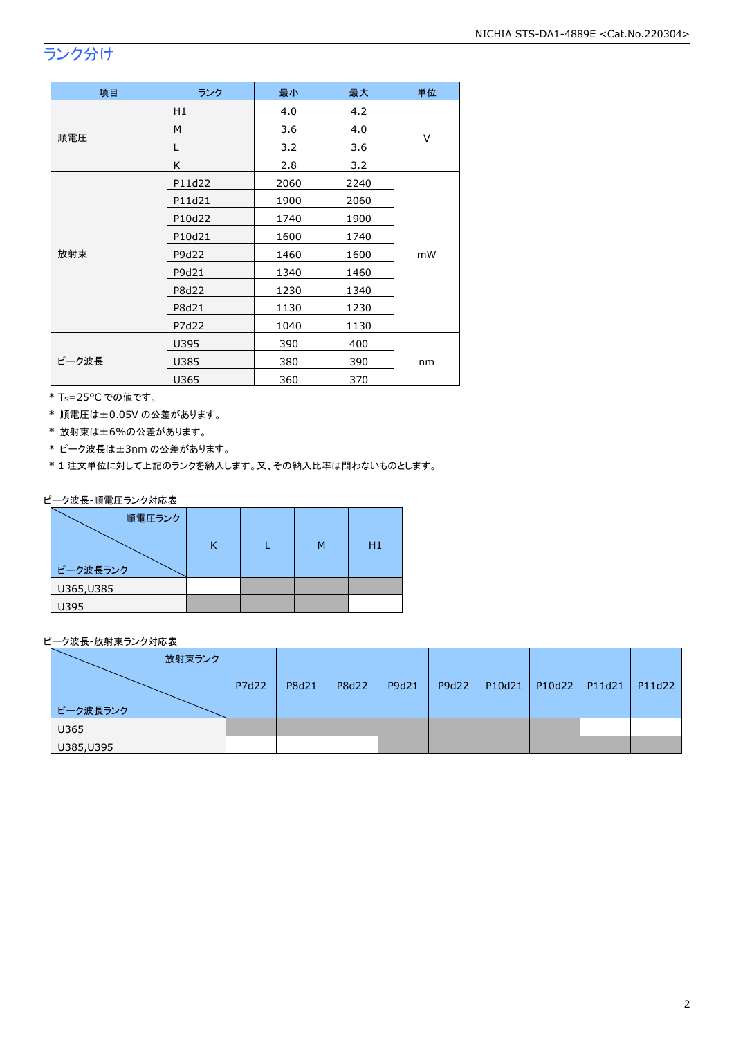## ランク分け

| 項目 | ランク | 最小 | 最大 | 単位 |
|---|---|---|---|---|
| 順電圧 | H1 | 4.0 | 4.2 | V |
| | M | 3.6 | 4.0 | |
| | L | 3.2 | 3.6 | |
| | K | 2.8 | 3.2 | |
| 放射束 | P11d22 | 2060 | 2240 | mW |
| | P11d21 | 1900 | 2060 | |
| | P10d22 | 1740 | 1900 | |
| | P10d21 | 1600 | 1740 | |
| | P9d22 | 1460 | 1600 | |
| | P9d21 | 1340 | 1460 | |
| | P8d22 | 1230 | 1340 | |
| | P8d21 | 1130 | 1230 | |
| | P7d22 | 1040 | 1130 | |
| ピーク波長 | U395 | 390 | 400 | nm |
| | U385 | 380 | 390 | |
| | U365 | 360 | 370 | |

* $T_S$=25°C での値です。
* 順電圧は±0.05V の公差があります。
* 放射束は±6%の公差があります。
* ピーク波長は±3nm の公差があります。
* 1 注文単位に対して上記のランクを納入します。又、その納入比率は問わないものとします。

ピーク波長-順電圧ランク対応表

| ピーク波長ランク ＼ 順電圧ランク | K | L | M | H1 |
|---|---|---|---|---|
| U365,U385 | | ■ | ■ | ■ |
| U395 | ■ | ■ | ■ | |

ピーク波長-放射束ランク対応表

| ピーク波長ランク ＼ 放射束ランク | P7d22 | P8d21 | P8d22 | P9d21 | P9d22 | P10d21 | P10d22 | P11d21 | P11d22 |
|---|---|---|---|---|---|---|---|---|---|
| U365 | ■ | ■ | ■ | ■ | ■ | ■ | ■ | | |
| U385,U395 | | | | ■ | ■ | ■ | ■ | ■ | ■ |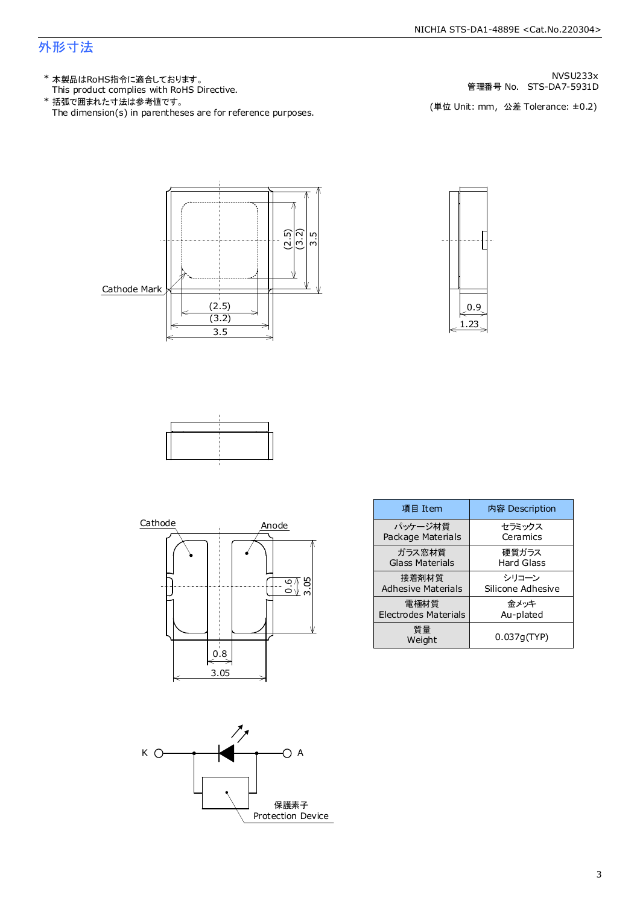# 外形寸法

\* 本製品はRoHS指令に適合しております。
This product complies with RoHS Directive.

\* 括弧で囲まれた寸法は参考値です。
The dimension(s) in parentheses are for reference purposes.

NVSU233x
管理番号 No.　STS-DA7-5931D

(単位 Unit: mm,　公差 Tolerance: ±0.2)

Cathode Mark

(2.5)
(3.2)
3.5

0.9
1.23

Cathode　Anode

0.6
3.05
0.8
3.05

K　A

保護素子
Protection Device

| 項目 Item | 内容 Description |
|---|---|
| パッケージ材質<br>Package Materials | セラミックス<br>Ceramics |
| ガラス窓材質<br>Glass Materials | 硬質ガラス<br>Hard Glass |
| 接着剤材質<br>Adhesive Materials | シリコーン<br>Silicone Adhesive |
| 電極材質<br>Electrodes Materials | 金メッキ<br>Au-plated |
| 質量<br>Weight | 0.037g(TYP) |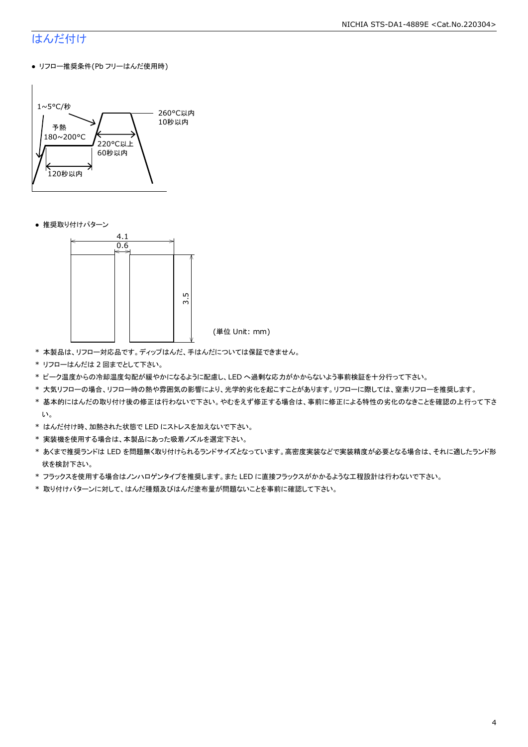## はんだ付け

- リフロー推奨条件(Pb フリーはんだ使用時)

1~5°C/秒
予熱
180~200°C
120秒以内
220°C以上
60秒以内
260°C以内
10秒以内

- 推奨取り付けパターン

4.1
0.6
3.5

(単位 Unit: mm)

\* 本製品は、リフロー対応品です。ディップはんだ、手はんだについては保証できません。

\* リフローはんだは 2 回までとして下さい。

\* ピーク温度からの冷却温度勾配が緩やかになるように配慮し、LED へ過剰な応力がかからないよう事前検証を十分行って下さい。

\* 大気リフローの場合、リフロー時の熱や雰囲気の影響により、光学的劣化を起こすことがあります。リフローに際しては、窒素リフローを推奨します。

\* 基本的にはんだの取り付け後の修正は行わないで下さい。やむをえず修正する場合は、事前に修正による特性の劣化のなきことを確認の上行って下さい。

\* はんだ付け時、加熱された状態で LED にストレスを加えないで下さい。

\* 実装機を使用する場合は、本製品にあった吸着ノズルを選定下さい。

\* あくまで推奨ランドは LED を問題無く取り付けられるランドサイズとなっています。高密度実装などで実装精度が必要となる場合は、それに適したランド形状を検討下さい。

\* フラックスを使用する場合はノンハロゲンタイプを推奨します。また LED に直接フラックスがかかるような工程設計は行わないで下さい。

\* 取り付けパターンに対して、はんだ種類及びはんだ塗布量が問題ないことを事前に確認して下さい。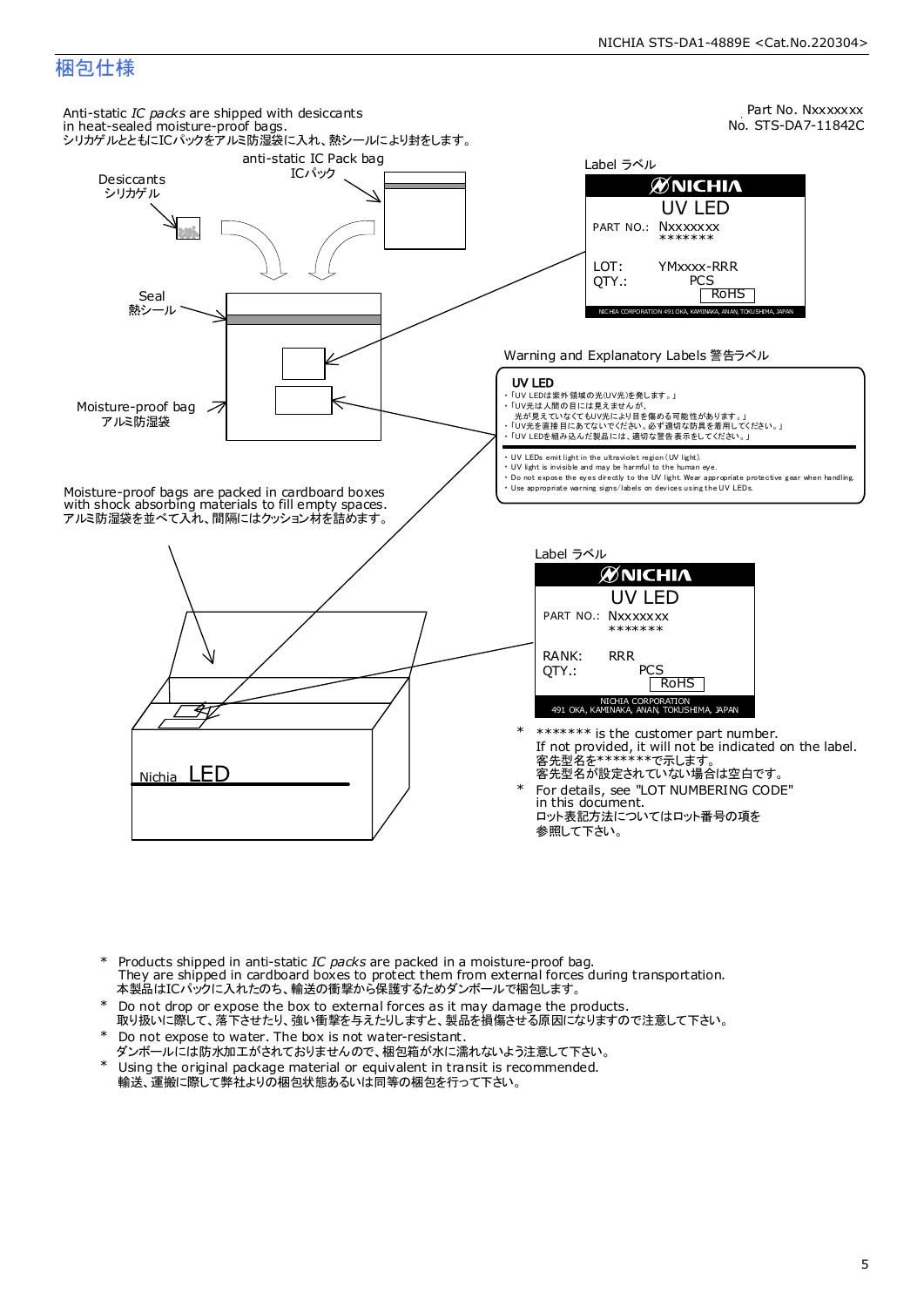## 梱包仕様

Part No. Nxxxxxxx
No. STS-DA7-11842C

Anti-static *IC packs* are shipped with desiccants in heat-sealed moisture-proof bags.
シリカゲルとともにICパックをアルミ防湿袋に入れ、熱シールにより封をします。

anti-static IC Pack bag
ICパック

Desiccants
シリカゲル

Seal
熱シール

Moisture-proof bag
アルミ防湿袋

Label ラベル

NICHIA
UV LED
PART NO.: Nxxxxxxx
\*\*\*\*\*\*\*
LOT: YMxxxx-RRR
QTY.: PCS
RoHS
NICHIA CORPORATION 491 OKA, KAMINAKA, ANAN, TOKUSHIMA, JAPAN

Warning and Explanatory Labels 警告ラベル

**UV LED**

- 「UV LEDは紫外領域の光(UV光)を発します。」
- 「UV光は人間の目には見えませんが、光が見えていなくてもUV光により目を傷める可能性があります。」
- 「UV光を直接目にあてないでください。必ず適切な防具を着用してください。」
- 「UV LEDを組み込んだ製品には、適切な警告表示をしてください。」

- UV LEDs emit light in the ultraviolet region (UV light).
- UV light is invisible and may be harmful to the human eye.
- Do not expose the eyes directly to the UV light. Wear appropriate protective gear when handling.
- Use appropriate warning signs/labels on devices using the UV LEDs.

Moisture-proof bags are packed in cardboard boxes with shock absorbing materials to fill empty spaces.
アルミ防湿袋を並べて入れ、間隔にはクッション材を詰めます。

Label ラベル

NICHIA
UV LED
PART NO.: Nxxxxxxx
\*\*\*\*\*\*\*
RANK: RRR
QTY.: PCS
RoHS
NICHIA CORPORATION
491 OKA, KAMINAKA, ANAN, TOKUSHIMA, JAPAN

Nichia LED

\* \*\*\*\*\*\*\* is the customer part number.
If not provided, it will not be indicated on the label.
客先型名を\*\*\*\*\*\*\*で示します。
客先型名が設定されていない場合は空白です。

\* For details, see "LOT NUMBERING CODE" in this document.
ロット表記方法についてはロット番号の項を参照して下さい。

\* Products shipped in anti-static *IC packs* are packed in a moisture-proof bag.
They are shipped in cardboard boxes to protect them from external forces during transportation.
本製品はICパックに入れたのち、輸送の衝撃から保護するためダンボールで梱包します。

\* Do not drop or expose the box to external forces as it may damage the products.
取り扱いに際して、落下させたり、強い衝撃を与えたりしますと、製品を損傷させる原因になりますので注意して下さい。

\* Do not expose to water. The box is not water-resistant.
ダンボールには防水加工がされておりませんので、梱包箱が水に濡れないよう注意して下さい。

\* Using the original package material or equivalent in transit is recommended.
輸送、運搬に際して弊社よりの梱包状態あるいは同等の梱包を行って下さい。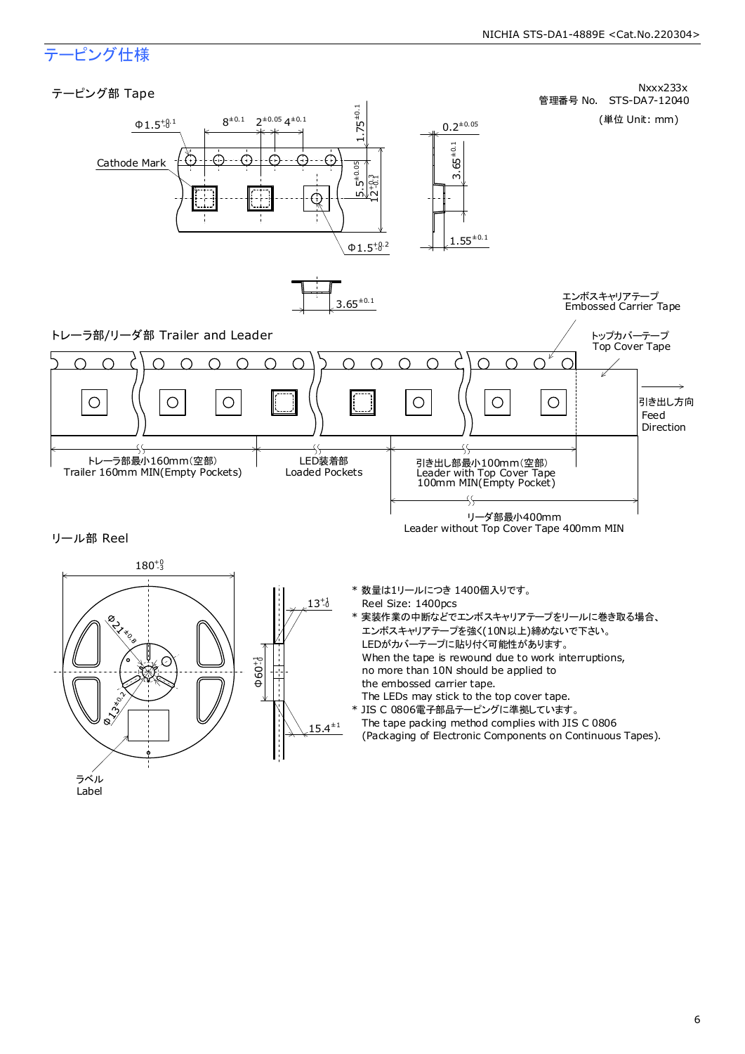# テーピング仕様

Nxxx233x
管理番号 No.　STS-DA7-12040

(単位 Unit: mm)

## テーピング部 Tape

Cathode Mark

Φ1.5 $^{+0.1}_{-0}$　8 $^{\pm0.1}$　2 $^{\pm0.05}$　4 $^{\pm0.1}$　1.75 $^{\pm0.1}$　5.5 $^{\pm0.05}$　12 $^{+0.3}_{-0.1}$　Φ1.5 $^{+0.2}_{-0}$

0.2 $^{\pm0.05}$　3.65 $^{\pm0.1}$　1.55 $^{\pm0.1}$

3.65 $^{\pm0.1}$

エンボスキャリアテープ
Embossed Carrier Tape

トップカバーテープ
Top Cover Tape

## トレーラ部/リーダ部 Trailer and Leader

引き出し方向
Feed Direction

トレーラ部最小160mm(空部)
Trailer 160mm MIN(Empty Pockets)

LED装着部
Loaded Pockets

引き出し部最小100mm(空部)
Leader with Top Cover Tape 100mm MIN(Empty Pocket)

リーダ部最小400mm
Leader without Top Cover Tape 400mm MIN

## リール部 Reel

180 $^{+0}_{-3}$　Φ21 $^{\pm0.8}$　Φ13 $^{\pm0.2}$　13 $^{+1}_{-0}$　Φ60 $^{+1}_{-0}$　15.4 $^{\pm1}$

ラベル
Label

* 数量は1リールにつき 1400個入りです。
  Reel Size: 1400pcs
* 実装作業の中断などでエンボスキャリアテープをリールに巻き取る場合、エンボスキャリアテープを強く(10N以上)締めないで下さい。LEDがカバーテープに貼り付く可能性があります。
  When the tape is rewound due to work interruptions, no more than 10N should be applied to the embossed carrier tape.
  The LEDs may stick to the top cover tape.
* JIS C 0806電子部品テーピングに準拠しています。
  The tape packing method complies with JIS C 0806 (Packaging of Electronic Components on Continuous Tapes).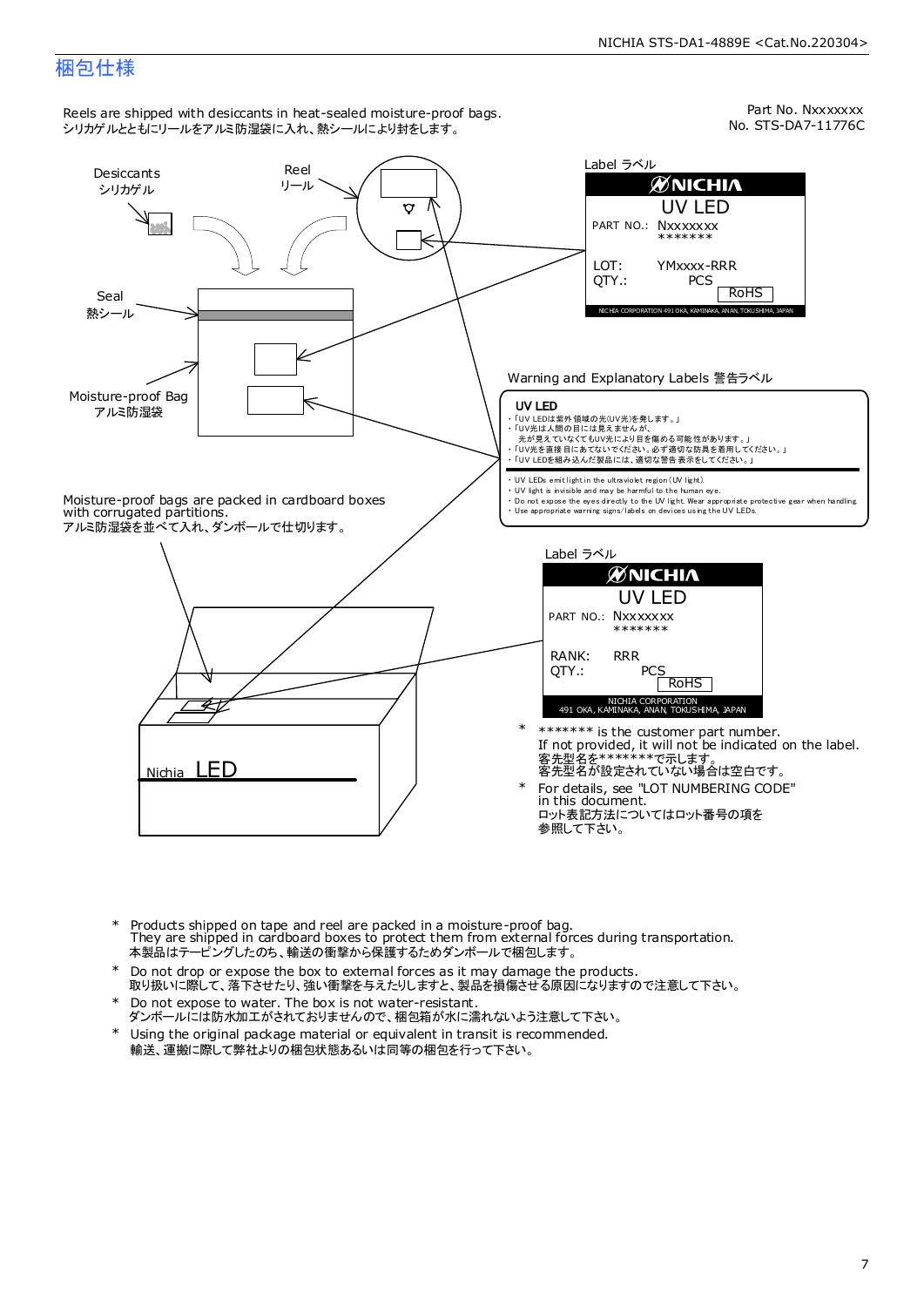# 梱包仕様

Reels are shipped with desiccants in heat-sealed moisture-proof bags.
シリカゲルとともにリールをアルミ防湿袋に入れ、熱シールにより封をします。

Part No. Nxxxxxxx
No. STS-DA7-11776C

Desiccants
シリカゲル

Reel
リール

Seal
熱シール

Moisture-proof Bag
アルミ防湿袋

Label ラベル

NICHIA
UV LED
PART NO.: Nxxxxxxx
*******
LOT: YMxxxx-RRR
QTY.: PCS
RoHS
NICHIA CORPORATION 491 OKA, KAMINAKA, ANAN, TOKUSHIMA, JAPAN

Warning and Explanatory Labels 警告ラベル

UV LED
・「UV LEDは紫外領域の光(UV光)を発します。」
・「UV光は人間の目には見えませんが、
　光が見えていなくてもUV光により目を傷める可能性があります。」
・「UV光を直接目にあてないでください。必ず適切な防具を着用してください。」
・「UV LEDを組み込んだ製品には、適切な警告表示をしてください。」
・UV LEDs emit light in the ultraviolet region (UV light).
・UV light is invisible and may be harmful to the human eye.
・Do not expose the eyes directly to the UV light. Wear appropriate protective gear when handling.
・Use appropriate warning signs/labels on devices using the UV LEDs.

Moisture-proof bags are packed in cardboard boxes with corrugated partitions.
アルミ防湿袋を並べて入れ、ダンボールで仕切ります。

Label ラベル

NICHIA
UV LED
PART NO.: Nxxxxxxx
*******
RANK: RRR
QTY.: PCS
RoHS
NICHIA CORPORATION
491 OKA, KAMINAKA, ANAN, TOKUSHIMA, JAPAN

Nichia LED

\* ******* is the customer part number.
If not provided, it will not be indicated on the label.
客先型名を*******で示します。
客先型名が設定されていない場合は空白です。

\* For details, see "LOT NUMBERING CODE" in this document.
ロット表記方法についてはロット番号の項を参照して下さい。

\* Products shipped on tape and reel are packed in a moisture-proof bag.
They are shipped in cardboard boxes to protect them from external forces during transportation.
本製品はテーピングしたのち、輸送の衝撃から保護するためダンボールで梱包します。

\* Do not drop or expose the box to external forces as it may damage the products.
取り扱いに際して、落下させたり、強い衝撃を与えたりしますと、製品を損傷させる原因になりますので注意して下さい。

\* Do not expose to water. The box is not water-resistant.
ダンボールには防水加工がされておりませんので、梱包箱が水に濡れないよう注意して下さい。

\* Using the original package material or equivalent in transit is recommended.
輸送、運搬に際して弊社よりの梱包状態あるいは同等の梱包を行って下さい。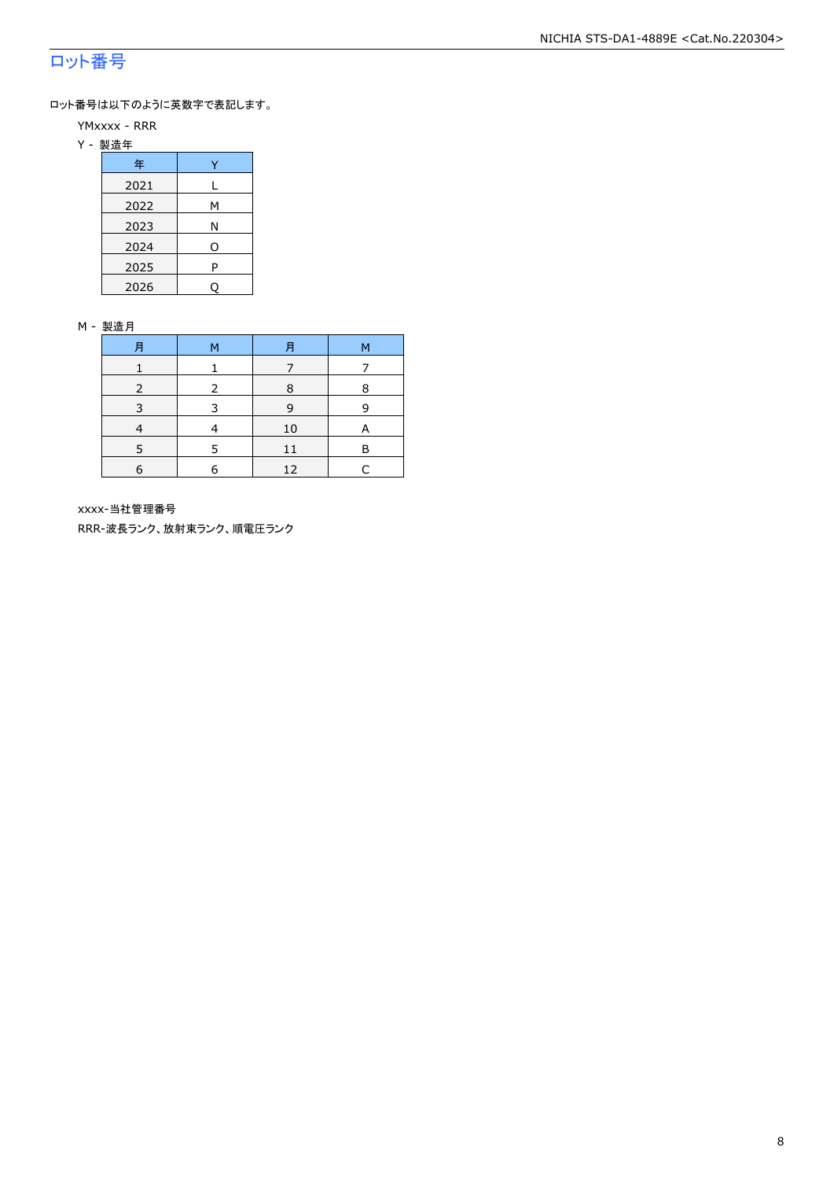# ロット番号

ロット番号は以下のように英数字で表記します。

YMxxxx - RRR

Y - 製造年

| 年 | Y |
|---|---|
| 2021 | L |
| 2022 | M |
| 2023 | N |
| 2024 | O |
| 2025 | P |
| 2026 | Q |

M - 製造月

| 月 | M | 月 | M |
|---|---|---|---|
| 1 | 1 | 7 | 7 |
| 2 | 2 | 8 | 8 |
| 3 | 3 | 9 | 9 |
| 4 | 4 | 10 | A |
| 5 | 5 | 11 | B |
| 6 | 6 | 12 | C |

xxxx-当社管理番号

RRR-波長ランク、放射束ランク、順電圧ランク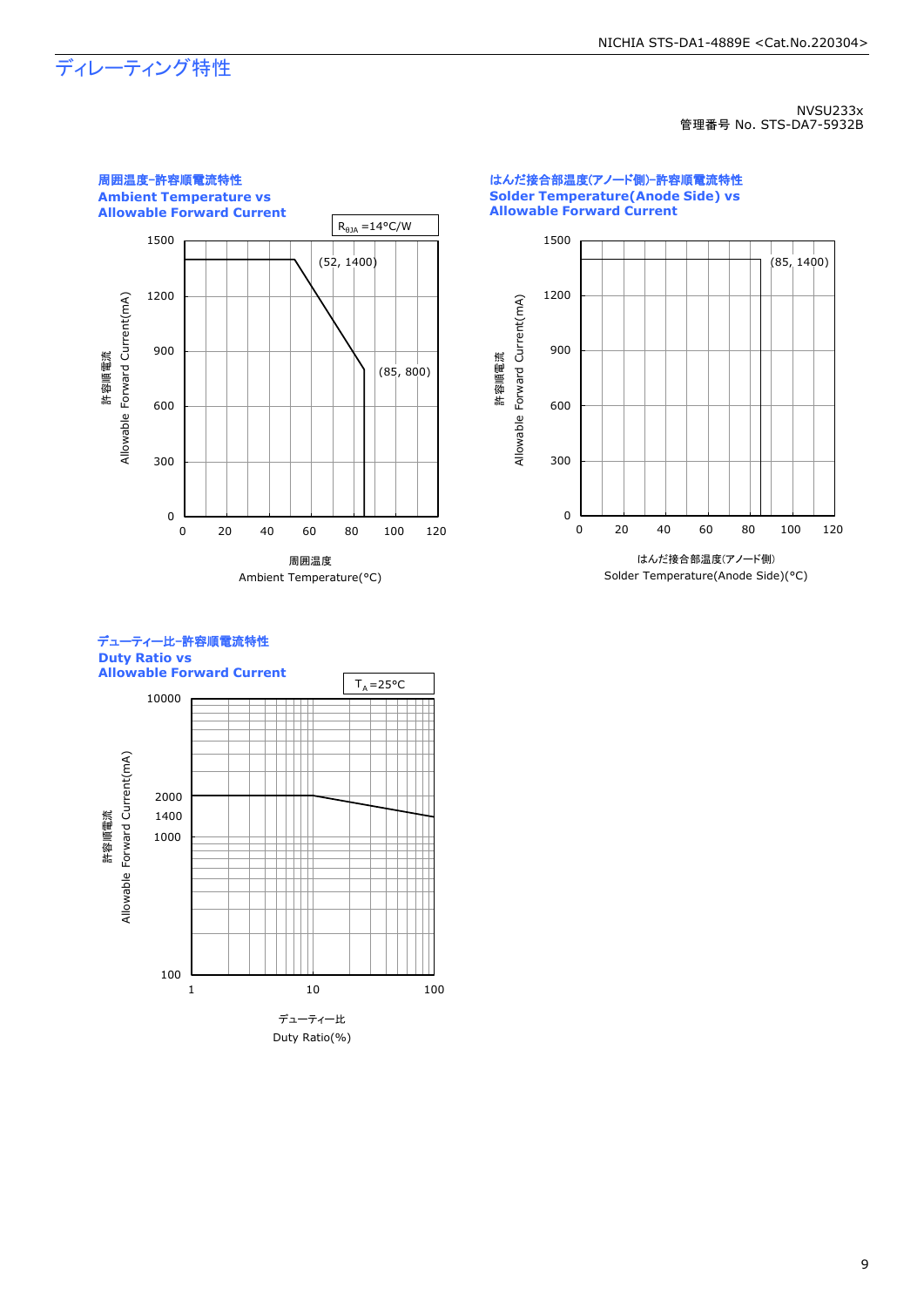# ディレーティング特性

NVSU233x
管理番号 No. STS-DA7-5932B

### 周囲温度-許容順電流特性
### Ambient Temperature vs Allowable Forward Current

$R_{\theta JA}$ =14°C/W

(52, 1400)

(85, 800)

許容順電流
Allowable Forward Current(mA)

周囲温度
Ambient Temperature(°C)

### はんだ接合部温度(アノード側)-許容順電流特性
### Solder Temperature(Anode Side) vs Allowable Forward Current

(85, 1400)

許容順電流
Allowable Forward Current(mA)

はんだ接合部温度(アノード側)
Solder Temperature(Anode Side)(°C)

### デューティー比-許容順電流特性
### Duty Ratio vs Allowable Forward Current

$T_A$=25°C

許容順電流
Allowable Forward Current(mA)

デューティー比
Duty Ratio(%)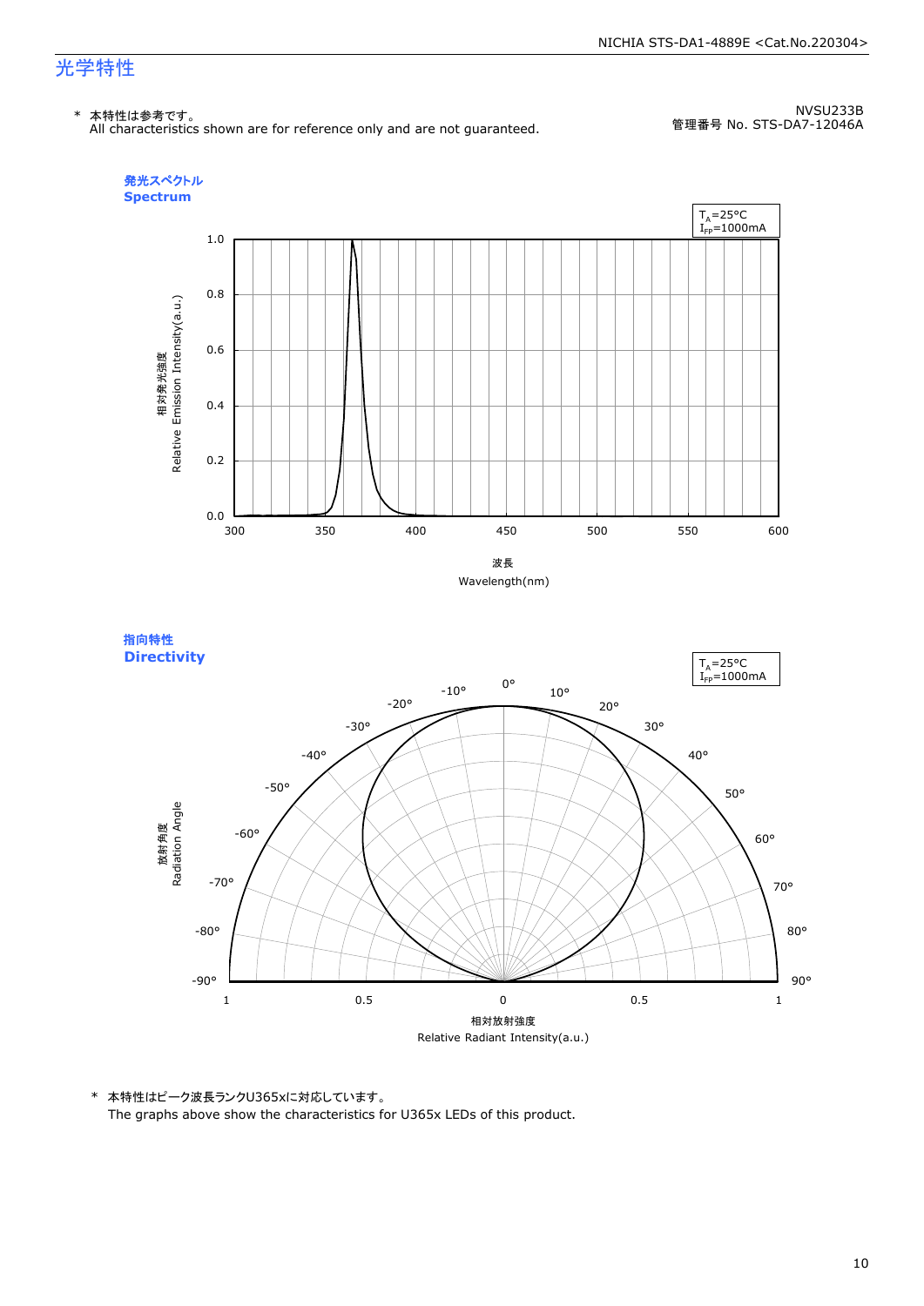# 光学特性

\* 本特性は参考です。
All characteristics shown are for reference only and are not guaranteed.

NVSU233B
管理番号 No. STS-DA7-12046A

## 発光スペクトル
## Spectrum

$T_A$=25°C
$I_{FP}$=1000mA

相対発光強度
Relative Emission Intensity(a.u.)

波長
Wavelength(nm)

## 指向特性
## Directivity

$T_A$=25°C
$I_{FP}$=1000mA

放射角度
Radiation Angle

相対放射強度
Relative Radiant Intensity(a.u.)

\* 本特性はピーク波長ランクU365xに対応しています。
The graphs above show the characteristics for U365x LEDs of this product.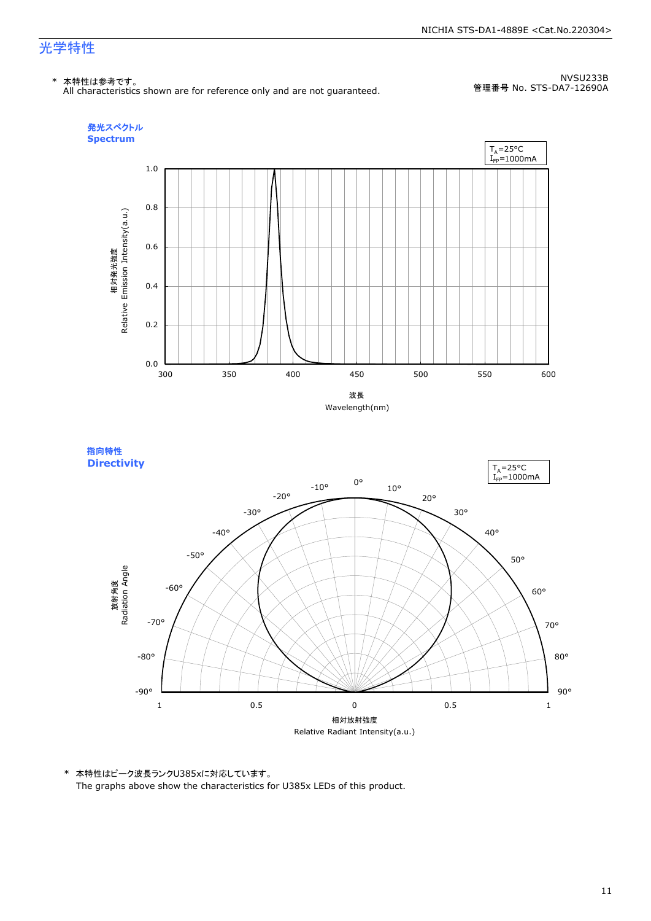# 光学特性

\* 本特性は参考です。
All characteristics shown are for reference only and are not guaranteed.

NVSU233B
管理番号 No. STS-DA7-12690A

## 発光スペクトル
## Spectrum

$T_A$=25°C
$I_{FP}$=1000mA

相対発光強度
Relative Emission Intensity(a.u.)

1.0
0.8
0.6
0.4
0.2
0.0

300 350 400 450 500 550 600

波長
Wavelength(nm)

## 指向特性
## Directivity

$T_A$=25°C
$I_{FP}$=1000mA

放射角度
Radiation Angle

0° 10° 20° 30° 40° 50° 60° 70° 80° 90°
-10° -20° -30° -40° -50° -60° -70° -80° -90°

1 0.5 0 0.5 1

相対放射強度
Relative Radiant Intensity(a.u.)

\* 本特性はピーク波長ランクU385xに対応しています。
The graphs above show the characteristics for U385x LEDs of this product.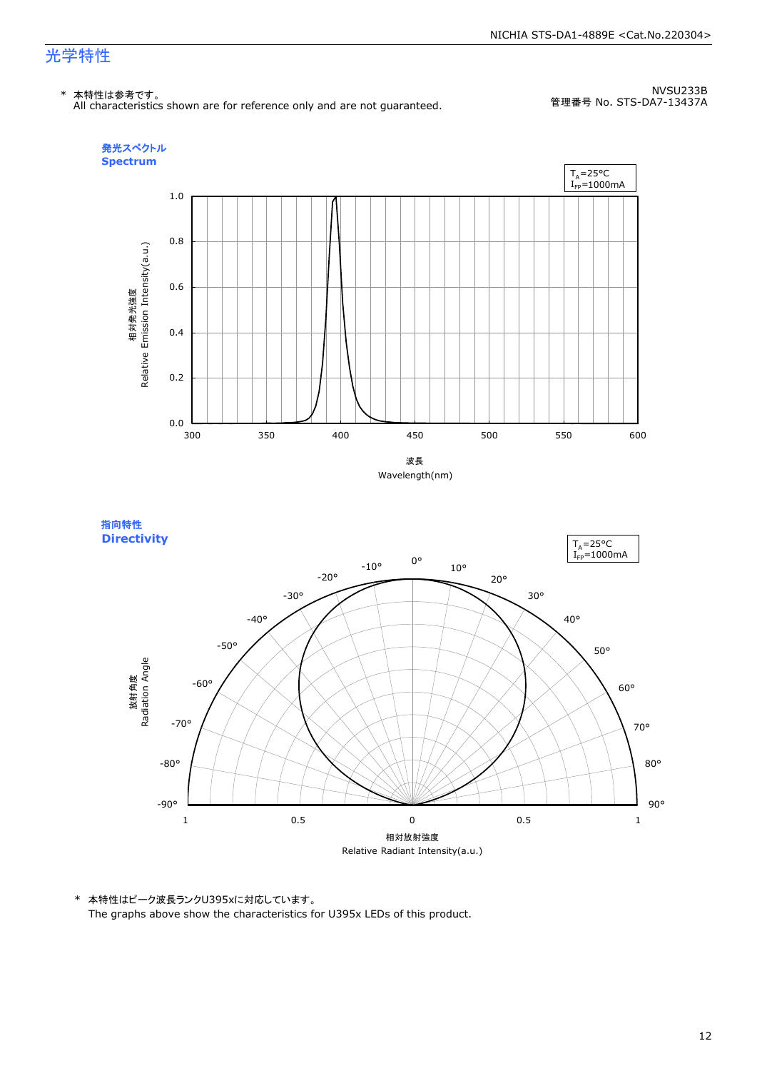# 光学特性

\* 本特性は参考です。
All characteristics shown are for reference only and are not guaranteed.

NVSU233B
管理番号 No. STS-DA7-13437A

## 発光スペクトル
## Spectrum

$T_A$=25°C
$I_{FP}$=1000mA

相対発光強度
Relative Emission Intensity(a.u.)

波長
Wavelength(nm)

## 指向特性
## Directivity

$T_A$=25°C
$I_{FP}$=1000mA

放射角度
Radiation Angle

相対放射強度
Relative Radiant Intensity(a.u.)

\* 本特性はピーク波長ランクU395xに対応しています。
The graphs above show the characteristics for U395x LEDs of this product.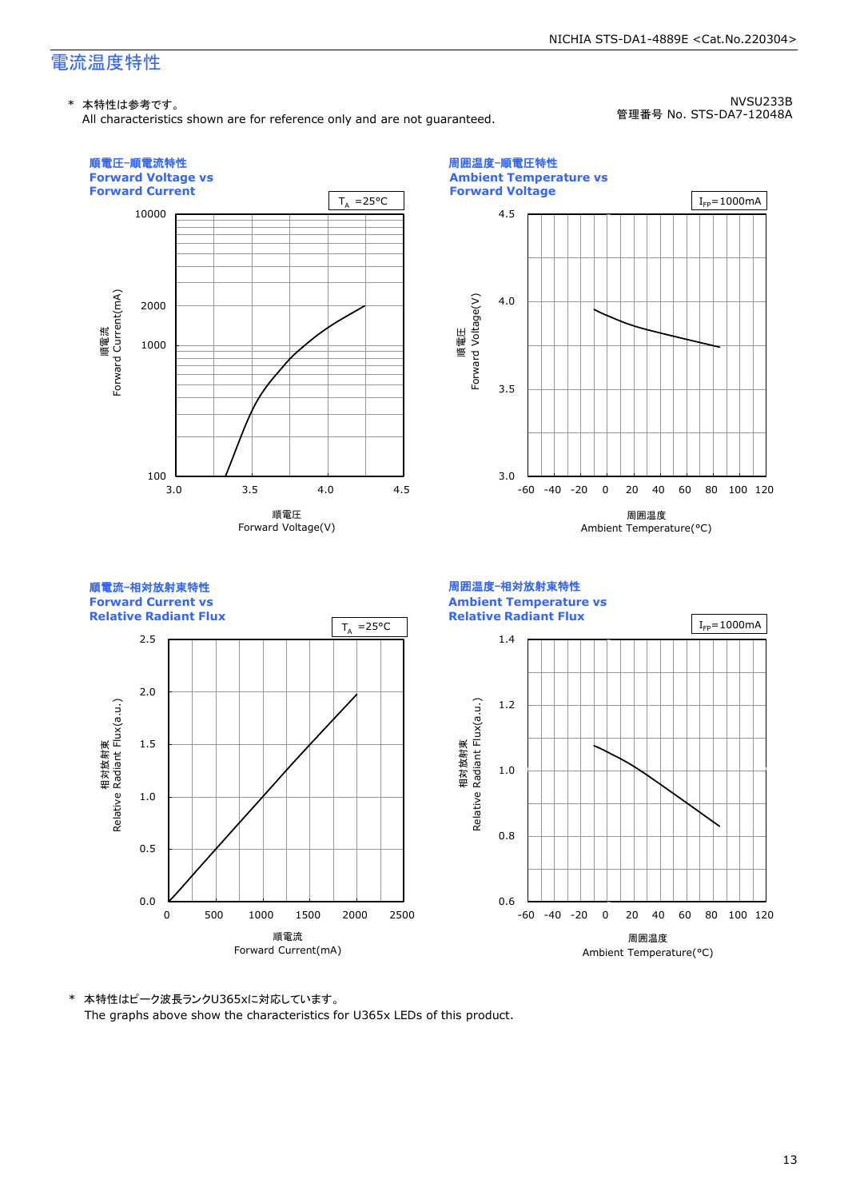# 電流温度特性

\* 本特性は参考です。
All characteristics shown are for reference only and are not guaranteed.

NVSU233B
管理番号 No. STS-DA7-12048A

**順電圧-順電流特性**
**Forward Voltage vs Forward Current**

$T_A$ =25°C

順電流 Forward Current(mA)

順電圧 Forward Voltage(V)

**周囲温度-順電圧特性**
**Ambient Temperature vs Forward Voltage**

$I_{FP}$=1000mA

順電圧 Forward Voltage(V)

周囲温度 Ambient Temperature(°C)

**順電流-相対放射束特性**
**Forward Current vs Relative Radiant Flux**

$T_A$ =25°C

相対放射束 Relative Radiant Flux(a.u.)

順電流 Forward Current(mA)

**周囲温度-相対放射束特性**
**Ambient Temperature vs Relative Radiant Flux**

$I_{FP}$=1000mA

相対放射束 Relative Radiant Flux(a.u.)

周囲温度 Ambient Temperature(°C)

\* 本特性はピーク波長ランクU365xに対応しています。
The graphs above show the characteristics for U365x LEDs of this product.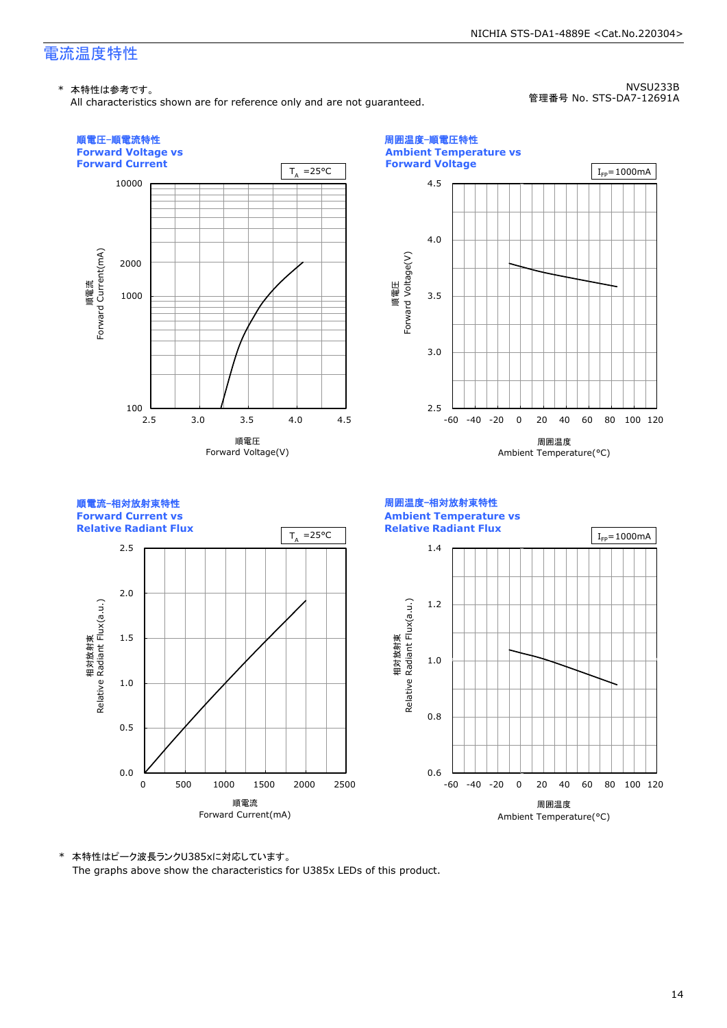## 電流温度特性

\* 本特性は参考です。
All characteristics shown are for reference only and are not guaranteed.

NVSU233B
管理番号 No. STS-DA7-12691A

### 順電圧-順電流特性 Forward Voltage vs Forward Current

$T_A$ =25°C

順電流 Forward Current(mA): 100, 1000, 2000, 10000

順電圧 Forward Voltage(V): 2.5, 3.0, 3.5, 4.0, 4.5

### 周囲温度-順電圧特性 Ambient Temperature vs Forward Voltage

$I_{FP}$=1000mA

順電圧 Forward Voltage(V): 2.5, 3.0, 3.5, 4.0, 4.5

周囲温度 Ambient Temperature(°C): -60, -40, -20, 0, 20, 40, 60, 80, 100, 120

### 順電流-相対放射束特性 Forward Current vs Relative Radiant Flux

$T_A$ =25°C

相対放射束 Relative Radiant Flux(a.u.): 0.0, 0.5, 1.0, 1.5, 2.0, 2.5

順電流 Forward Current(mA): 0, 500, 1000, 1500, 2000, 2500

### 周囲温度-相対放射束特性 Ambient Temperature vs Relative Radiant Flux

$I_{FP}$=1000mA

相対放射束 Relative Radiant Flux(a.u.): 0.6, 0.8, 1.0, 1.2, 1.4

周囲温度 Ambient Temperature(°C): -60, -40, -20, 0, 20, 40, 60, 80, 100, 120

\* 本特性はピーク波長ランクU385xに対応しています。
The graphs above show the characteristics for U385x LEDs of this product.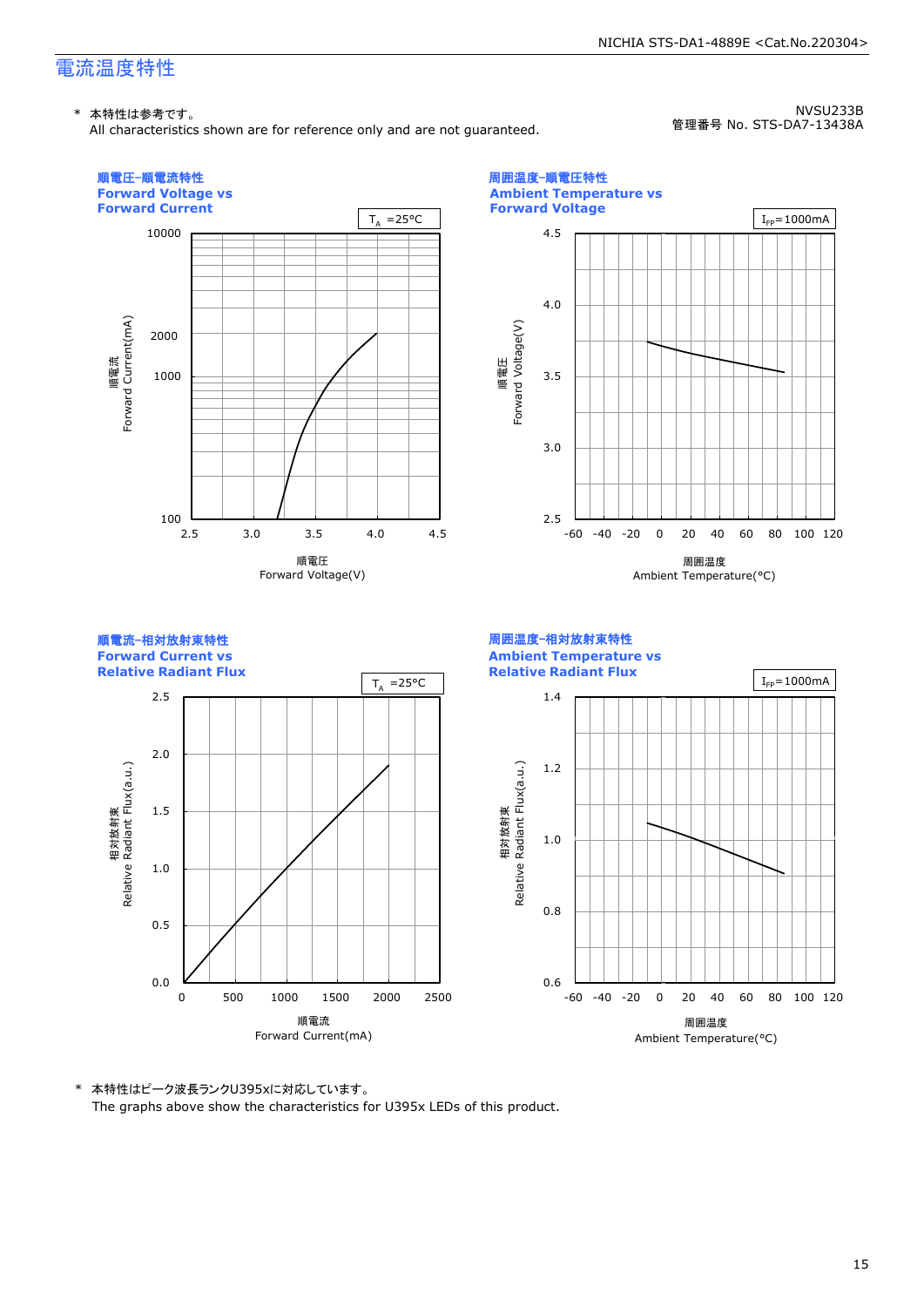# 電流温度特性

NVSU233B
管理番号 No. STS-DA7-13438A

\* 本特性は参考です。
All characteristics shown are for reference only and are not guaranteed.

### 順電圧-順電流特性
### Forward Voltage vs Forward Current

$T_A$ =25°C

Y axis: 順電流 Forward Current(mA) — 100, 1000, 2000, 10000
X axis: 順電圧 Forward Voltage(V) — 2.5, 3.0, 3.5, 4.0, 4.5

### 周囲温度-順電圧特性
### Ambient Temperature vs Forward Voltage

$I_{FP}$=1000mA

Y axis: 順電圧 Forward Voltage(V) — 2.5, 3.0, 3.5, 4.0, 4.5
X axis: 周囲温度 Ambient Temperature(°C) — -60, -40, -20, 0, 20, 40, 60, 80, 100, 120

### 順電流-相対放射束特性
### Forward Current vs Relative Radiant Flux

$T_A$ =25°C

Y axis: 相対放射束 Relative Radiant Flux(a.u.) — 0.0, 0.5, 1.0, 1.5, 2.0, 2.5
X axis: 順電流 Forward Current(mA) — 0, 500, 1000, 1500, 2000, 2500

### 周囲温度-相対放射束特性
### Ambient Temperature vs Relative Radiant Flux

$I_{FP}$=1000mA

Y axis: 相対放射束 Relative Radiant Flux(a.u.) — 0.6, 0.8, 1.0, 1.2, 1.4
X axis: 周囲温度 Ambient Temperature(°C) — -60, -40, -20, 0, 20, 40, 60, 80, 100, 120

\* 本特性はピーク波長ランクU395xに対応しています。
The graphs above show the characteristics for U395x LEDs of this product.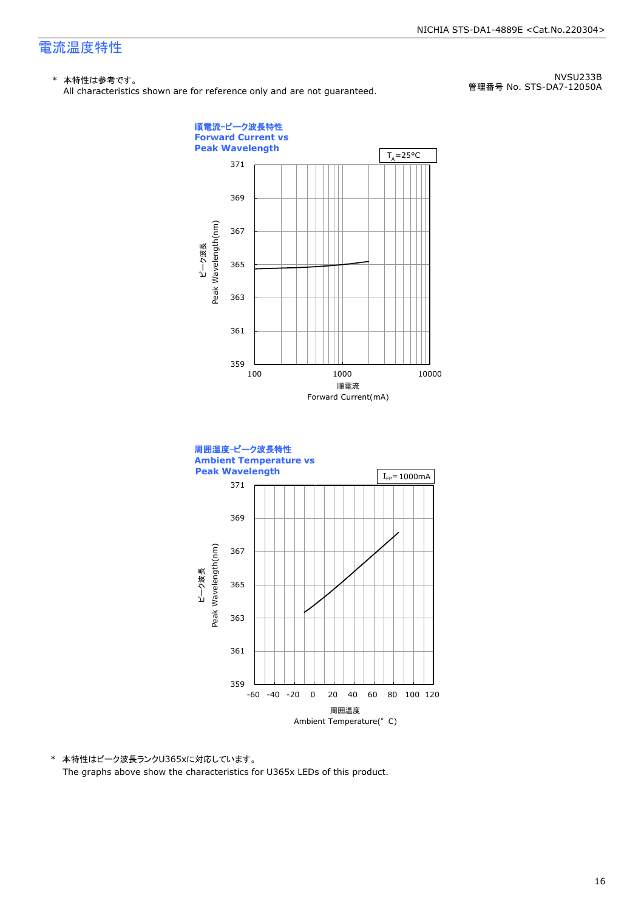# 電流温度特性

\* 本特性は参考です。
All characteristics shown are for reference only and are not guaranteed.

NVSU233B
管理番号 No. STS-DA7-12050A

**順電流-ピーク波長特性**
**Forward Current vs**
**Peak Wavelength**

$T_A$=25°C

ピーク波長
Peak Wavelength(nm)

順電流
Forward Current(mA)

**周囲温度-ピーク波長特性**
**Ambient Temperature vs**
**Peak Wavelength**

$I_{FP}$= 1000mA

ピーク波長
Peak Wavelength(nm)

周囲温度
Ambient Temperature(°C)

\* 本特性はピーク波長ランクU365xに対応しています。
The graphs above show the characteristics for U365x LEDs of this product.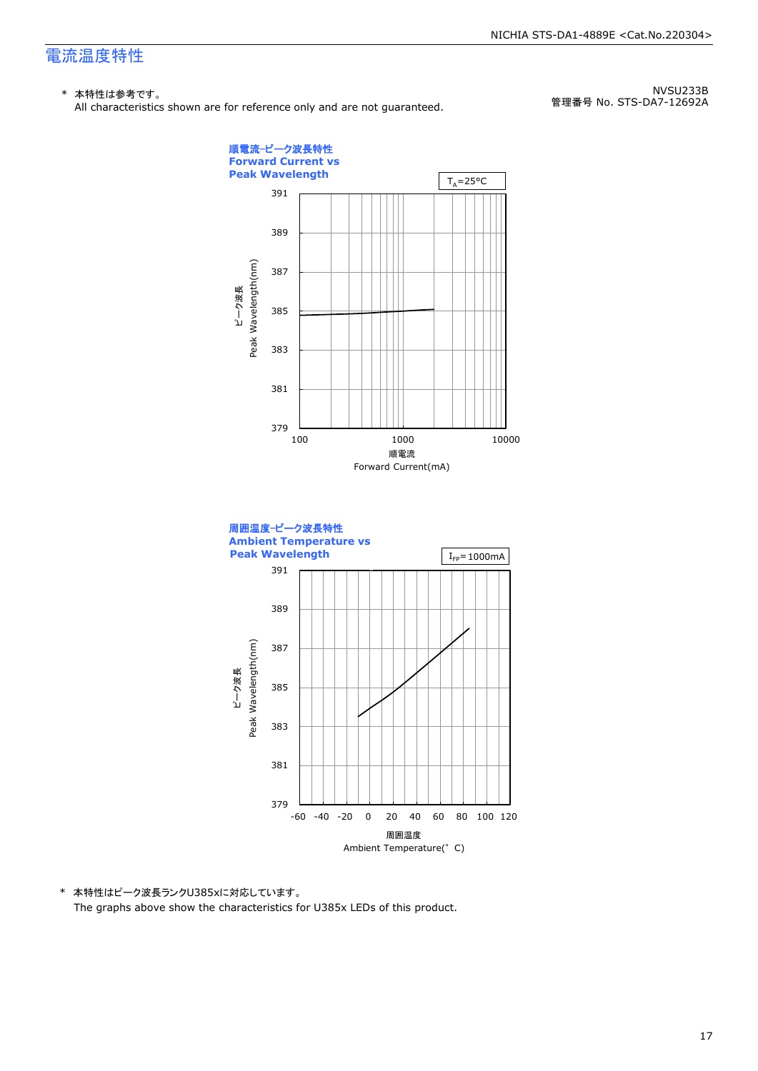# 電流温度特性

\* 本特性は参考です。
All characteristics shown are for reference only and are not guaranteed.

NVSU233B
管理番号 No. STS-DA7-12692A

**順電流-ピーク波長特性**
**Forward Current vs**
**Peak Wavelength**

$T_A$=25°C

ピーク波長 Peak Wavelength(nm)

391, 389, 387, 385, 383, 381, 379

100, 1000, 10000

順電流
Forward Current(mA)

**周囲温度-ピーク波長特性**
**Ambient Temperature vs**
**Peak Wavelength**

$I_{FP}$= 1000mA

ピーク波長 Peak Wavelength(nm)

391, 389, 387, 385, 383, 381, 379

-60, -40, -20, 0, 20, 40, 60, 80, 100, 120

周囲温度
Ambient Temperature(°C)

\* 本特性はピーク波長ランクU385xに対応しています。
The graphs above show the characteristics for U385x LEDs of this product.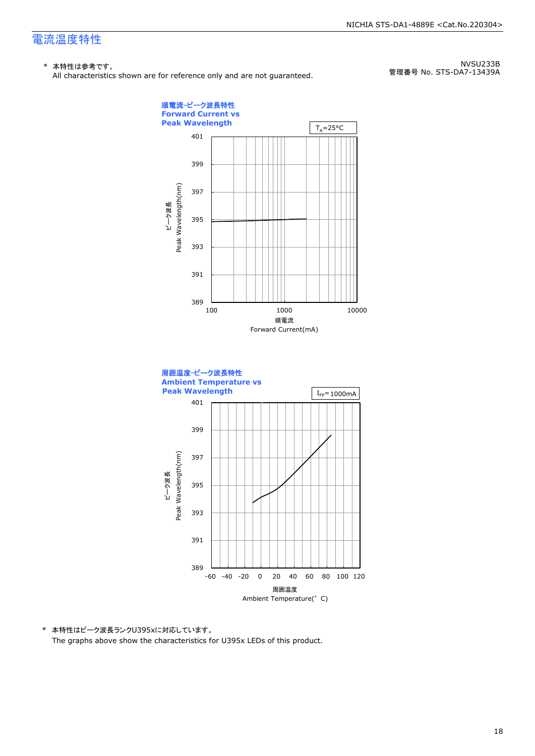# 電流温度特性

\* 本特性は参考です。
All characteristics shown are for reference only and are not guaranteed.

NVSU233B
管理番号 No. STS-DA7-13439A

**順電流-ピーク波長特性**
**Forward Current vs**
**Peak Wavelength**

$T_A$=25°C

ピーク波長
Peak Wavelength(nm)

401
399
397
395
393
391
389

100 1000 10000

順電流
Forward Current(mA)

**周囲温度-ピーク波長特性**
**Ambient Temperature vs**
**Peak Wavelength**

$I_{FP}$= 1000mA

ピーク波長
Peak Wavelength(nm)

401
399
397
395
393
391
389

-60 -40 -20 0 20 40 60 80 100 120

周囲温度
Ambient Temperature(° C)

\* 本特性はピーク波長ランクU395xに対応しています。
The graphs above show the characteristics for U395x LEDs of this product.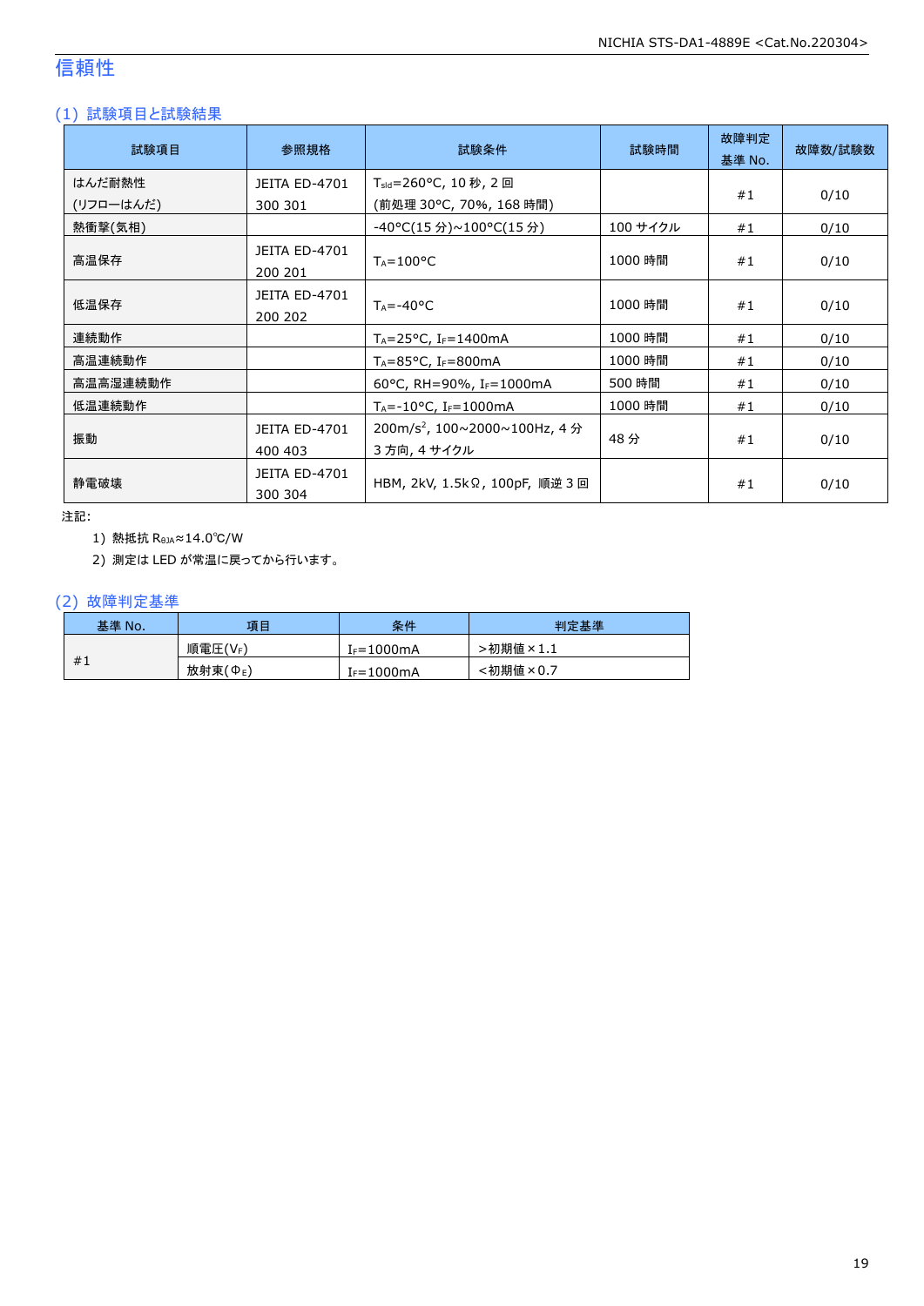# 信頼性

## (1) 試験項目と試験結果

| 試験項目 | 参照規格 | 試験条件 | 試験時間 | 故障判定基準 No. | 故障数/試験数 |
|---|---|---|---|---|---|
| はんだ耐熱性 (リフローはんだ) | JEITA ED-4701 300 301 | $T_{sld}$=260°C, 10 秒, 2 回 (前処理 30°C, 70%, 168 時間) | | #1 | 0/10 |
| 熱衝撃(気相) | | -40°C(15 分)~100°C(15 分) | 100 サイクル | #1 | 0/10 |
| 高温保存 | JEITA ED-4701 200 201 | $T_A$=100°C | 1000 時間 | #1 | 0/10 |
| 低温保存 | JEITA ED-4701 200 202 | $T_A$=-40°C | 1000 時間 | #1 | 0/10 |
| 連続動作 | | $T_A$=25°C, $I_F$=1400mA | 1000 時間 | #1 | 0/10 |
| 高温連続動作 | | $T_A$=85°C, $I_F$=800mA | 1000 時間 | #1 | 0/10 |
| 高温高湿連続動作 | | 60°C, RH=90%, $I_F$=1000mA | 500 時間 | #1 | 0/10 |
| 低温連続動作 | | $T_A$=-10°C, $I_F$=1000mA | 1000 時間 | #1 | 0/10 |
| 振動 | JEITA ED-4701 400 403 | 200m/$s^2$, 100~2000~100Hz, 4 分 3 方向, 4 サイクル | 48 分 | #1 | 0/10 |
| 静電破壊 | JEITA ED-4701 300 304 | HBM, 2kV, 1.5kΩ, 100pF, 順逆 3 回 | | #1 | 0/10 |

注記:

1) 熱抵抗 $R_{θJA}$≈14.0°C/W

2) 測定は LED が常温に戻ってから行います。

## (2) 故障判定基準

| 基準 No. | 項目 | 条件 | 判定基準 |
|---|---|---|---|
| #1 | 順電圧($V_F$) | $I_F$=1000mA | >初期値×1.1 |
| | 放射束($Φ_E$) | $I_F$=1000mA | <初期値×0.7 |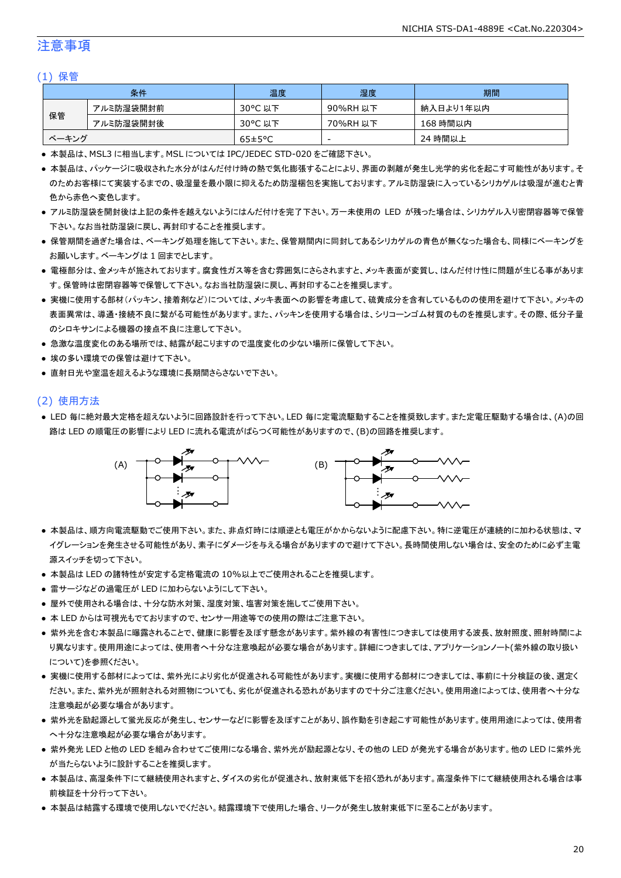# 注意事項

## (1) 保管

| 条件 | | 温度 | 湿度 | 期間 |
|---|---|---|---|---|
| 保管 | アルミ防湿袋開封前 | 30°C 以下 | 90%RH 以下 | 納入日より1年以内 |
| | アルミ防湿袋開封後 | 30°C 以下 | 70%RH 以下 | 168 時間以内 |
| ベーキング | | 65±5°C | - | 24 時間以上 |

- 本製品は、MSL3 に相当します。MSL については IPC/JEDEC STD-020 をご確認下さい。
- 本製品は、パッケージに吸収された水分がはんだ付け時の熱で気化膨張することにより、界面の剥離が発生し光学的劣化を起こす可能性があります。そのためお客様にて実装するまでの、吸湿量を最小限に抑えるため防湿梱包を実施しております。アルミ防湿袋に入っているシリカゲルは吸湿が進むと青色から赤色へ変色します。
- アルミ防湿袋を開封後は上記の条件を越えないようにはんだ付けを完了下さい。万一未使用の LED が残った場合は、シリカゲル入り密閉容器等で保管下さい。なお当社防湿袋に戻し、再封印することを推奨します。
- 保管期間を過ぎた場合は、ベーキング処理を施して下さい。また、保管期間内に同封してあるシリカゲルの青色が無くなった場合も、同様にベーキングをお願いします。ベーキングは 1 回までとします。
- 電極部分は、金メッキが施されております。腐食性ガス等を含む雰囲気にさらされますと、メッキ表面が変質し、はんだ付け性に問題が生じる事があります。保管時は密閉容器等で保管して下さい。なお当社防湿袋に戻し、再封印することを推奨します。
- 実機に使用する部材(パッキン、接着剤など)については、メッキ表面への影響を考慮して、硫黄成分を含有しているものの使用を避けて下さい。メッキの表面異常は、導通・接続不良に繋がる可能性があります。また、パッキンを使用する場合は、シリコーンゴム材質のものを推奨します。その際、低分子量のシロキサンによる機器の接点不良に注意して下さい。
- 急激な温度変化のある場所では、結露が起こりますので温度変化の少ない場所に保管して下さい。
- 埃の多い環境での保管は避けて下さい。
- 直射日光や室温を超えるような環境に長期間さらさないで下さい。

## (2) 使用方法

- LED 毎に絶対最大定格を超えないように回路設計を行って下さい。LED 毎に定電流駆動することを推奨致します。また定電圧駆動する場合は、(A)の回路は LED の順電圧の影響により LED に流れる電流がばらつく可能性がありますので、(B)の回路を推奨します。

(A) (B)

- 本製品は、順方向電流駆動でご使用下さい。また、非点灯時には順逆とも電圧がかからないように配慮下さい。特に逆電圧が連続的に加わる状態は、マイグレーションを発生させる可能性があり、素子にダメージを与える場合がありますので避けて下さい。長時間使用しない場合は、安全のために必ず主電源スイッチを切って下さい。
- 本製品は LED の諸特性が安定する定格電流の 10%以上でご使用されることを推奨します。
- 雷サージなどの過電圧が LED に加わらないようにして下さい。
- 屋外で使用される場合は、十分な防水対策、湿度対策、塩害対策を施してご使用下さい。
- 本 LED からは可視光もでておりますので、センサー用途等での使用の際はご注意下さい。
- 紫外光を含む本製品に曝露されることで、健康に影響を及ぼす懸念があります。紫外線の有害性につきましては使用する波長、放射照度、照射時間により異なります。使用用途によっては、使用者へ十分な注意喚起が必要な場合があります。詳細につきましては、アプリケーションノート(紫外線の取り扱いについて)を参照ください。
- 実機に使用する部材によっては、紫外光により劣化が促進される可能性があります。実機に使用する部材につきましては、事前に十分検証の後、選定ください。また、紫外光が照射される対照物についても、劣化が促進される恐れがありますので十分ご注意ください。使用用途によっては、使用者へ十分な注意喚起が必要な場合があります。
- 紫外光を励起源として蛍光反応が発生し、センサーなどに影響を及ぼすことがあり、誤作動を引き起こす可能性があります。使用用途によっては、使用者へ十分な注意喚起が必要な場合があります。
- 紫外発光 LED と他の LED を組み合わせてご使用になる場合、紫外光が励起源となり、その他の LED が発光する場合があります。他の LED に紫外光が当たらないように設計することを推奨します。
- 本製品は、高湿条件下にて継続使用されますと、ダイスの劣化が促進され、放射束低下を招く恐れがあります。高湿条件下にて継続使用される場合は事前検証を十分行って下さい。
- 本製品は結露する環境で使用しないでください。結露環境下で使用した場合、リークが発生し放射束低下に至ることがあります。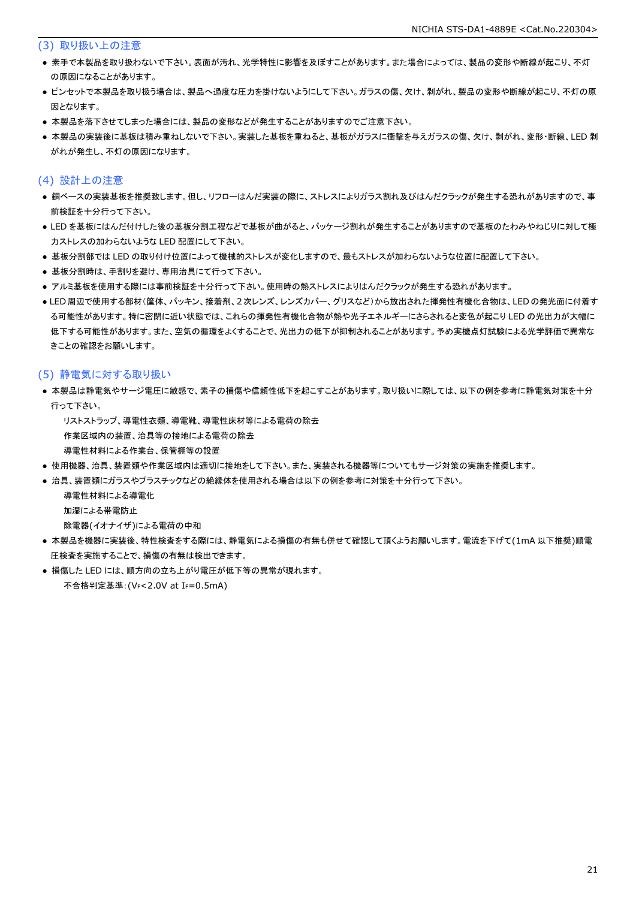### (3) 取り扱い上の注意

- 素手で本製品を取り扱わないで下さい。表面が汚れ、光学特性に影響を及ぼすことがあります。また場合によっては、製品の変形や断線が起こり、不灯の原因になることがあります。
- ピンセットで本製品を取り扱う場合は、製品へ過度な圧力を掛けないようにして下さい。ガラスの傷、欠け、剥がれ、製品の変形や断線が起こり、不灯の原因となります。
- 本製品を落下させてしまった場合には、製品の変形などが発生することがありますのでご注意下さい。
- 本製品の実装後に基板は積み重ねしないで下さい。実装した基板を重ねると、基板がガラスに衝撃を与えガラスの傷、欠け、剥がれ、変形・断線、LED 剥がれが発生し、不灯の原因になります。

### (4) 設計上の注意

- 銅ベースの実装基板を推奨致します。但し、リフローはんだ実装の際に、ストレスによりガラス割れ及びはんだクラックが発生する恐れがありますので、事前検証を十分行って下さい。
- LED を基板にはんだ付けした後の基板分割工程などで基板が曲がると、パッケージ割れが発生することがありますので基板のたわみやねじりに対して極力ストレスの加わらないような LED 配置にして下さい。
- 基板分割部では LED の取り付け位置によって機械的ストレスが変化しますので、最もストレスが加わらないような位置に配置して下さい。
- 基板分割時は、手割りを避け、専用治具にて行って下さい。
- アルミ基板を使用する際には事前検証を十分行って下さい。使用時の熱ストレスによりはんだクラックが発生する恐れがあります。
- LED 周辺で使用する部材(筐体、パッキン、接着剤、2 次レンズ、レンズカバー、グリスなど)から放出された揮発性有機化合物は、LED の発光面に付着する可能性があります。特に密閉に近い状態では、これらの揮発性有機化合物が熱や光子エネルギーにさらされると変色が起こり LED の光出力が大幅に低下する可能性があります。また、空気の循環をよくすることで、光出力の低下が抑制されることがあります。予め実機点灯試験による光学評価で異常なきことの確認をお願いします。

### (5) 静電気に対する取り扱い

- 本製品は静電気やサージ電圧に敏感で、素子の損傷や信頼性低下を起こすことがあります。取り扱いに際しては、以下の例を参考に静電気対策を十分行って下さい。

  リストストラップ、導電性衣類、導電靴、導電性床材等による電荷の除去
  
  作業区域内の装置、治具等の接地による電荷の除去
  
  導電性材料による作業台、保管棚等の設置
- 使用機器、治具、装置類や作業区域内は適切に接地をして下さい。また、実装される機器等についてもサージ対策の実施を推奨します。
- 治具、装置類にガラスやプラスチックなどの絶縁体を使用される場合は以下の例を参考に対策を十分行って下さい。

  導電性材料による導電化
  
  加湿による帯電防止
  
  除電器(イオナイザ)による電荷の中和
- 本製品を機器に実装後、特性検査をする際には、静電気による損傷の有無も併せて確認して頂くようお願いします。電流を下げて(1mA 以下推奨)順電圧検査を実施することで、損傷の有無は検出できます。
- 損傷した LED には、順方向の立ち上がり電圧が低下等の異常が現れます。

  不合格判定基準:($V_F$<2.0V at $I_F$=0.5mA)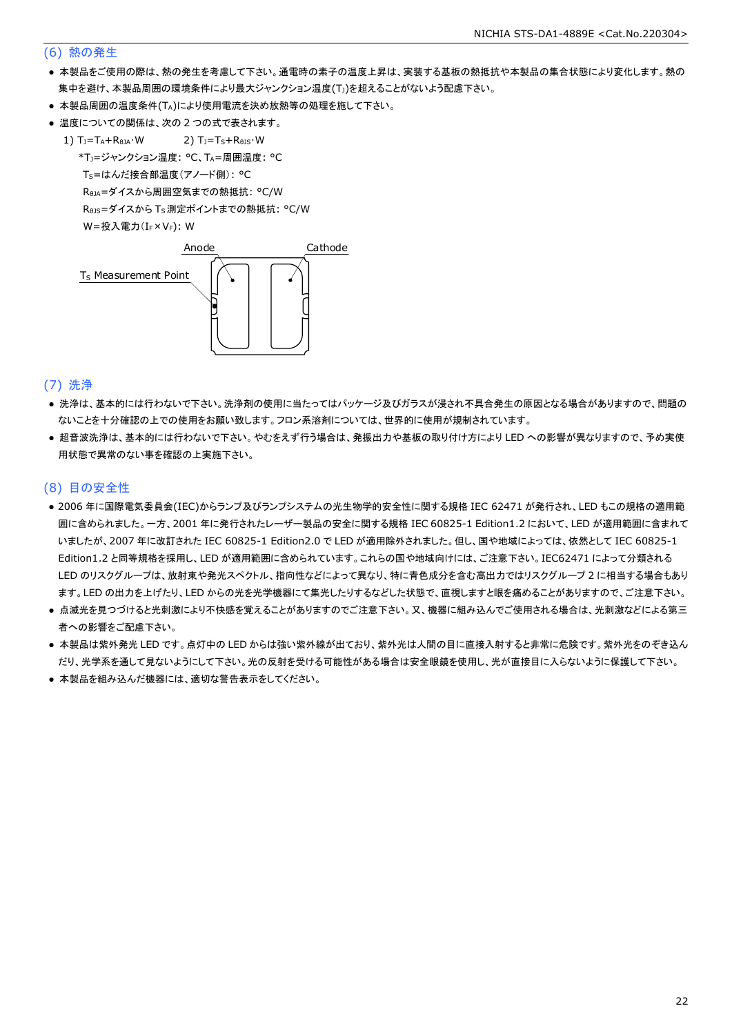## (6) 熱の発生

- 本製品をご使用の際は、熱の発生を考慮して下さい。通電時の素子の温度上昇は、実装する基板の熱抵抗や本製品の集合状態により変化します。熱の集中を避け、本製品周囲の環境条件により最大ジャンクション温度($T_J$)を超えることがないよう配慮下さい。
- 本製品周囲の温度条件($T_A$)により使用電流を決め放熱等の処理を施して下さい。
- 温度についての関係は、次の 2 つの式で表されます。

  1) $T_J=T_A+R_{\theta JA} \cdot W$　　　2) $T_J=T_S+R_{\theta JS} \cdot W$

  *$T_J$=ジャンクション温度: °C、$T_A$=周囲温度: °C

  $T_S$=はんだ接合部温度(アノード側): °C

  $R_{\theta JA}$=ダイスから周囲空気までの熱抵抗: °C/W

  $R_{\theta JS}$=ダイスから $T_S$ 測定ポイントまでの熱抵抗: °C/W

  W=投入電力($I_F \times V_F$): W

Anode　Cathode

$T_S$ Measurement Point

## (7) 洗浄

- 洗浄は、基本的には行わないで下さい。洗浄剤の使用に当たってはパッケージ及びガラスが浸され不具合発生の原因となる場合がありますので、問題のないことを十分確認の上での使用をお願い致します。フロン系溶剤については、世界的に使用が規制されています。
- 超音波洗浄は、基本的には行わないで下さい。やむをえず行う場合は、発振出力や基板の取り付け方により LED への影響が異なりますので、予め実使用状態で異常のない事を確認の上実施下さい。

## (8) 目の安全性

- 2006 年に国際電気委員会(IEC)からランプ及びランプシステムの光生物学的安全性に関する規格 IEC 62471 が発行され、LED もこの規格の適用範囲に含められました。一方、2001 年に発行されたレーザー製品の安全に関する規格 IEC 60825-1 Edition1.2 において、LED が適用範囲に含まれていましたが、2007 年に改訂された IEC 60825-1 Edition2.0 で LED が適用除外されました。但し、国や地域によっては、依然として IEC 60825-1 Edition1.2 と同等規格を採用し、LED が適用範囲に含められています。これらの国や地域向けには、ご注意下さい。IEC62471 によって分類される LED のリスクグループは、放射束や発光スペクトル、指向性などによって異なり、特に青色成分を含む高出力ではリスクグループ 2 に相当する場合もあります。LED の出力を上げたり、LED からの光を光学機器にて集光したりするなどした状態で、直視しますと眼を痛めることがありますので、ご注意下さい。
- 点滅光を見つづけると光刺激により不快感を覚えることがありますのでご注意下さい。又、機器に組み込んでご使用される場合は、光刺激などによる第三者への影響をご配慮下さい。
- 本製品は紫外発光 LED です。点灯中の LED からは強い紫外線が出ており、人間の目に直接入射すると非常に危険です。紫外光をのぞき込んだり、光学系を通して見ないようにして下さい。光の反射を受ける可能性がある場合は安全眼鏡を使用し、光が直接目に入らないように保護して下さい。
- 本製品を組み込んだ機器には、適切な警告表示をしてください。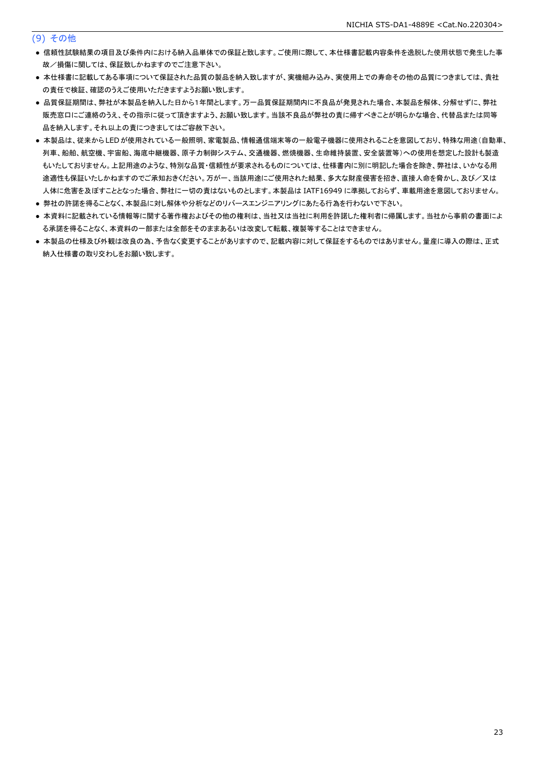## (9) その他

- 信頼性試験結果の項目及び条件内における納入品単体での保証と致します。ご使用に際して、本仕様書記載内容条件を逸脱した使用状態で発生した事故／損傷に関しては、保証致しかねますのでご注意下さい。
- 本仕様書に記載してある事項について保証された品質の製品を納入致しますが、実機組み込み、実使用上での寿命その他の品質につきましては、貴社の責任で検証、確認のうえご使用いただきますようお願い致します。
- 品質保証期間は、弊社が本製品を納入した日から1年間とします。万一品質保証期間内に不良品が発見された場合、本製品を解体、分解せずに、弊社販売窓口にご連絡のうえ、その指示に従って頂きますよう、お願い致します。当該不良品が弊社の責に帰すべきことが明らかな場合、代替品または同等品を納入します。それ以上の責につきましてはご容赦下さい。
- 本製品は、従来からLEDが使用されている一般照明、家電製品、情報通信端末等の一般電子機器に使用されることを意図しており、特殊な用途（自動車、列車、船舶、航空機、宇宙船、海底中継機器、原子力制御システム、交通機器、燃焼機器、生命維持装置、安全装置等）への使用を想定した設計も製造もいたしておりません。上記用途のような、特別な品質・信頼性が要求されるものについては、仕様書内に別に明記した場合を除き、弊社は、いかなる用途適性も保証いたしかねますのでご承知おきください。万が一、当該用途にご使用された結果、多大な財産侵害を招き、直接人命を脅かし、及び／又は人体に危害を及ぼすこととなった場合、弊社に一切の責はないものとします。本製品は IATF16949 に準拠しておらず、車載用途を意図しておりません。
- 弊社の許諾を得ることなく、本製品に対し解体や分析などのリバースエンジニアリングにあたる行為を行わないで下さい。
- 本資料に記載されている情報等に関する著作権およびその他の権利は、当社又は当社に利用を許諾した権利者に帰属します。当社から事前の書面による承諾を得ることなく、本資料の一部または全部をそのままあるいは改変して転載、複製等することはできません。
- 本製品の仕様及び外観は改良の為、予告なく変更することがありますので、記載内容に対して保証をするものではありません。量産に導入の際は、正式納入仕様書の取り交わしをお願い致します。